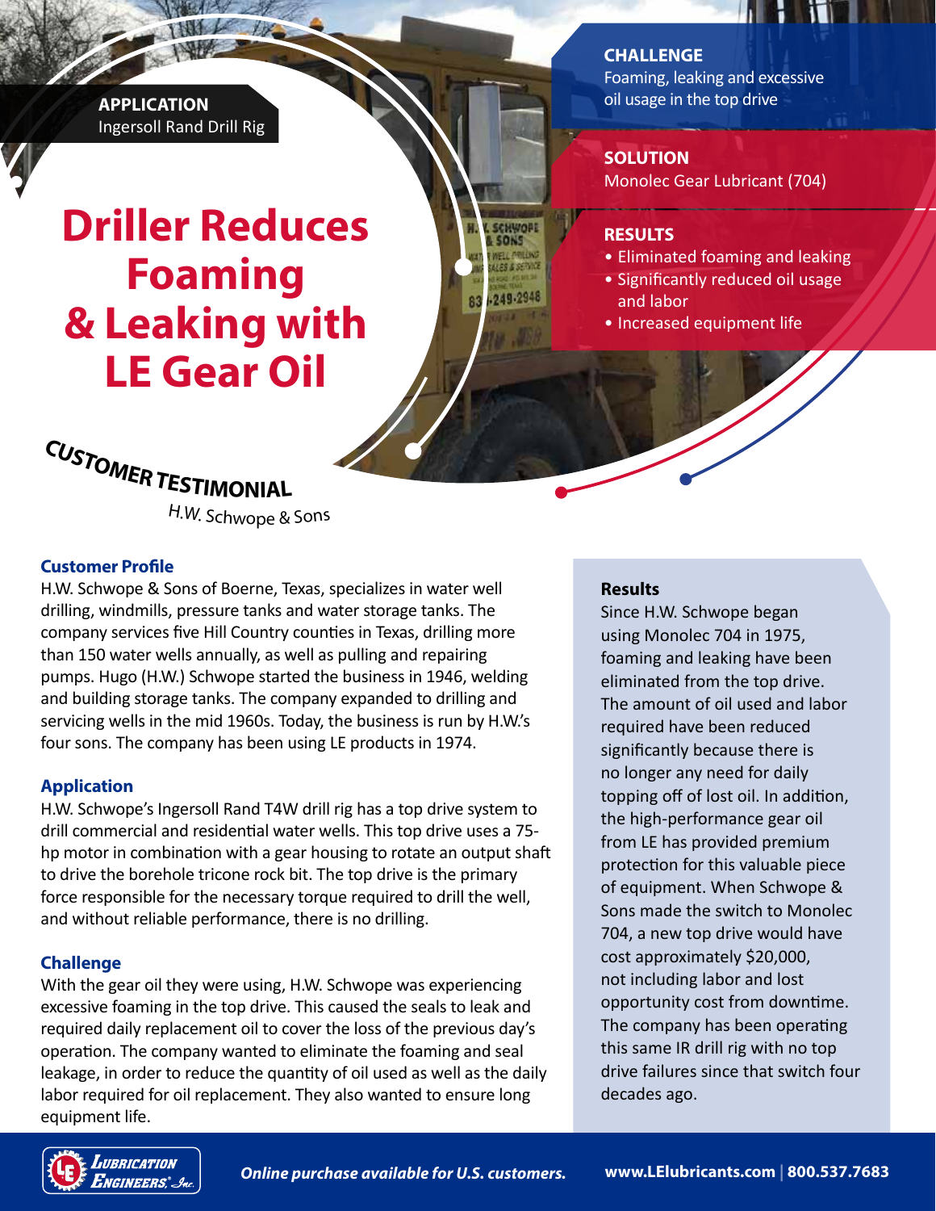**APPLICATION**
Ingersoll Rand Drill Rig

# Driller Reduces Foaming & Leaking with LE Gear Oil

**CUSTOMER TESTIMONIAL**
*H.W. Schwope & Sons*

**CHALLENGE**
Foaming, leaking and excessive oil usage in the top drive

**SOLUTION**
Monolec Gear Lubricant (704)

**RESULTS**
- Eliminated foaming and leaking
- Significantly reduced oil usage and labor
- Increased equipment life

## Customer Profile

H.W. Schwope & Sons of Boerne, Texas, specializes in water well drilling, windmills, pressure tanks and water storage tanks. The company services five Hill Country counties in Texas, drilling more than 150 water wells annually, as well as pulling and repairing pumps. Hugo (H.W.) Schwope started the business in 1946, welding and building storage tanks. The company expanded to drilling and servicing wells in the mid 1960s. Today, the business is run by H.W.'s four sons. The company has been using LE products in 1974.

## Application

H.W. Schwope's Ingersoll Rand T4W drill rig has a top drive system to drill commercial and residential water wells. This top drive uses a 75-hp motor in combination with a gear housing to rotate an output shaft to drive the borehole tricone rock bit. The top drive is the primary force responsible for the necessary torque required to drill the well, and without reliable performance, there is no drilling.

## Challenge

With the gear oil they were using, H.W. Schwope was experiencing excessive foaming in the top drive. This caused the seals to leak and required daily replacement oil to cover the loss of the previous day's operation. The company wanted to eliminate the foaming and seal leakage, in order to reduce the quantity of oil used as well as the daily labor required for oil replacement. They also wanted to ensure long equipment life.

## Results

Since H.W. Schwope began using Monolec 704 in 1975, foaming and leaking have been eliminated from the top drive. The amount of oil used and labor required have been reduced significantly because there is no longer any need for daily topping off of lost oil. In addition, the high-performance gear oil from LE has provided premium protection for this valuable piece of equipment. When Schwope & Sons made the switch to Monolec 704, a new top drive would have cost approximately $20,000, not including labor and lost opportunity cost from downtime. The company has been operating this same IR drill rig with no top drive failures since that switch four decades ago.

Lubrication Engineers, Inc.

*Online purchase available for U.S. customers.* **www.LElubricants.com | 800.537.7683**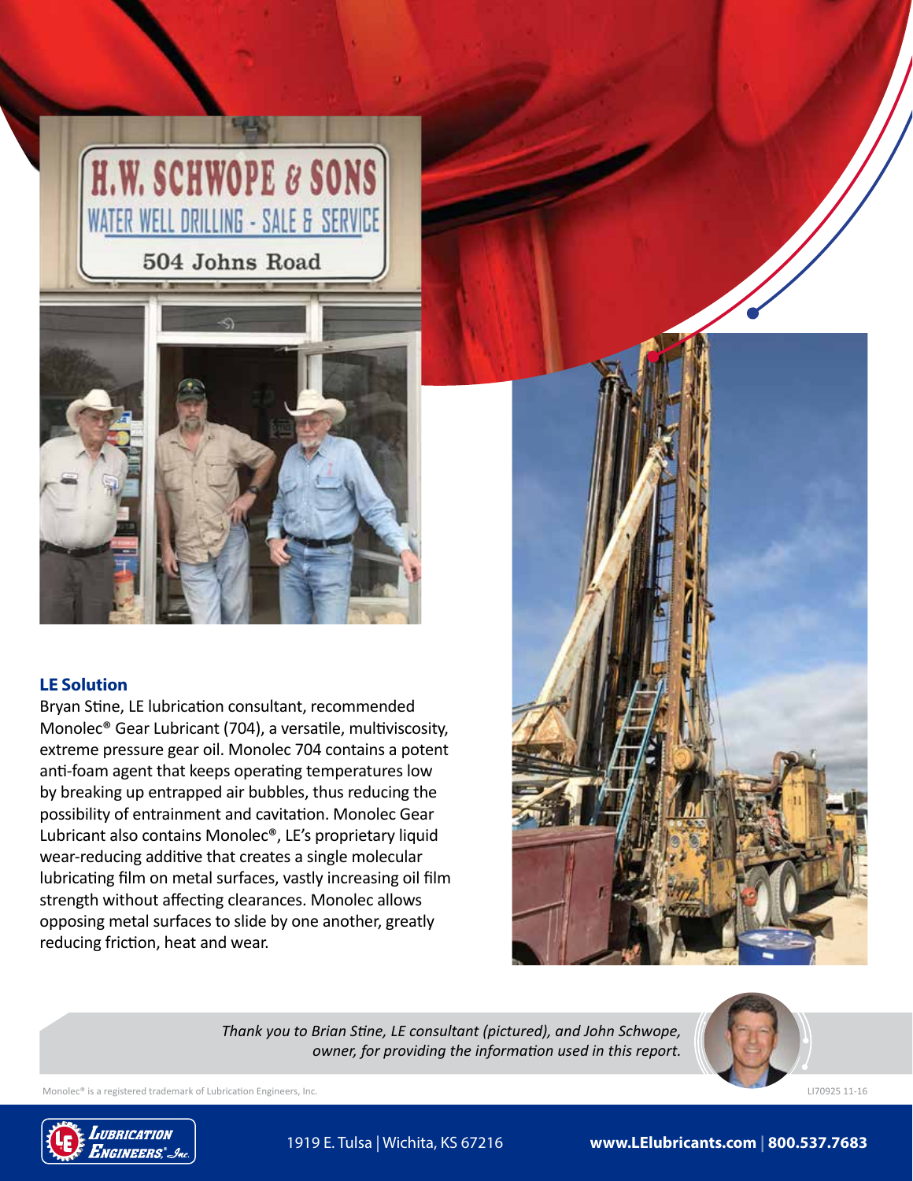## LE Solution

Bryan Stine, LE lubrication consultant, recommended Monolec® Gear Lubricant (704), a versatile, multiviscosity, extreme pressure gear oil. Monolec 704 contains a potent anti-foam agent that keeps operating temperatures low by breaking up entrapped air bubbles, thus reducing the possibility of entrainment and cavitation. Monolec Gear Lubricant also contains Monolec®, LE's proprietary liquid wear-reducing additive that creates a single molecular lubricating film on metal surfaces, vastly increasing oil film strength without affecting clearances. Monolec allows opposing metal surfaces to slide by one another, greatly reducing friction, heat and wear.

*Thank you to Brian Stine, LE consultant (pictured), and John Schwope, owner, for providing the information used in this report.*

Monolec® is a registered trademark of Lubrication Engineers, Inc.

LI70925 11-16

Lubrication Engineers, Inc.

1919 E. Tulsa | Wichita, KS 67216

**www.LElubricants.com | 800.537.7683**